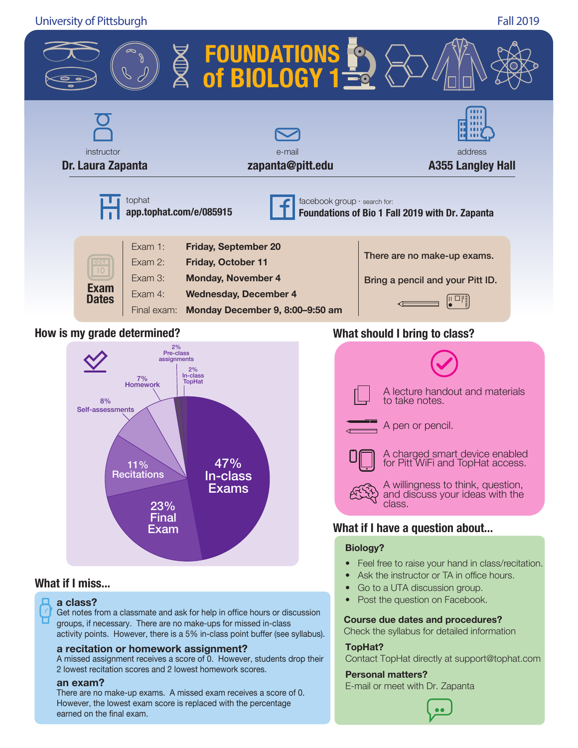University of Pittsburgh

Fall 2019

# FOUNDATIONS of BIOLOGY 1

instructor
**Dr. Laura Zapanta**

e-mail
**zapanta@pitt.edu**

address
**A355 Langley Hall**

tophat
**app.tophat.com/e/085915**

facebook group · search for:
**Foundations of Bio 1 Fall 2019 with Dr. Zapanta**

## Exam Dates

| | |
|---|---|
| Exam 1: | **Friday, September 20** |
| Exam 2: | **Friday, October 11** |
| Exam 3: | **Monday, November 4** |
| Exam 4: | **Wednesday, December 4** |
| Final exam: | **Monday December 9, 8:00–9:50 am** |

There are no make-up exams.

Bring a pencil and your Pitt ID.

## How is my grade determined?

- 47% In-class Exams
- 23% Final Exam
- 11% Recitations
- 8% Self-assessments
- 7% Homework
- 2% Pre-class assignments
- 2% In-class TopHat

## What should I bring to class?

- A lecture handout and materials to take notes.
- A pen or pencil.
- A charged smart device enabled for Pitt WiFi and TopHat access.
- A willingness to think, question, and discuss your ideas with the class.

## What if I miss...

**a class?**
Get notes from a classmate and ask for help in office hours or discussion groups, if necessary. There are no make-ups for missed in-class activity points. However, there is a 5% in-class point buffer (see syllabus).

**a recitation or homework assignment?**
A missed assignment receives a score of 0. However, students drop their 2 lowest recitation scores and 2 lowest homework scores.

**an exam?**
There are no make-up exams. A missed exam receives a score of 0. However, the lowest exam score is replaced with the percentage earned on the final exam.

## What if I have a question about...

**Biology?**

- Feel free to raise your hand in class/recitation.
- Ask the instructor or TA in office hours.
- Go to a UTA discussion group.
- Post the question on Facebook.

**Course due dates and procedures?**
Check the syllabus for detailed information

**TopHat?**
Contact TopHat directly at support@tophat.com

**Personal matters?**
E-mail or meet with Dr. Zapanta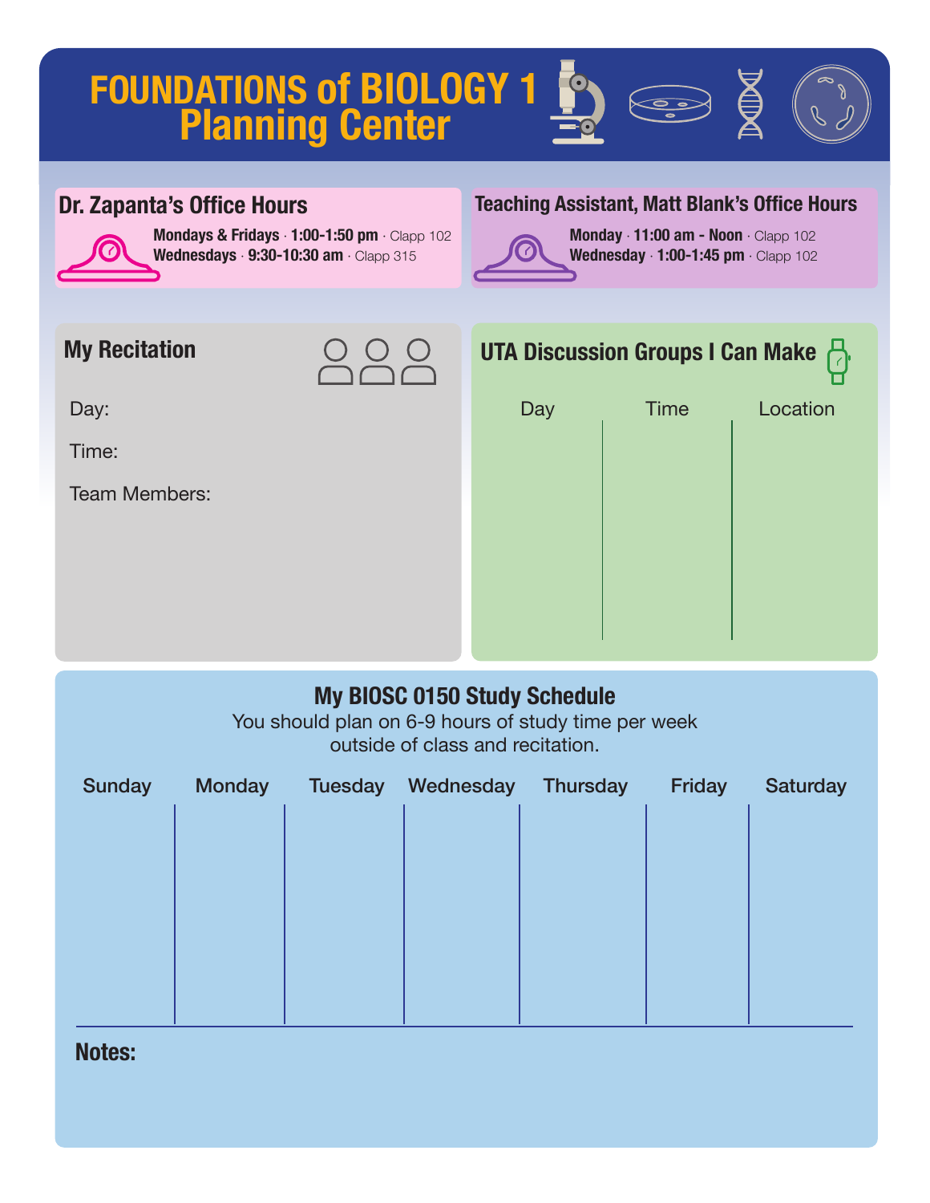# FOUNDATIONS of BIOLOGY 1 Planning Center

## Dr. Zapanta's Office Hours

**Mondays & Fridays** · **1:00-1:50 pm** · Clapp 102
**Wednesdays** · **9:30-10:30 am** · Clapp 315

## Teaching Assistant, Matt Blank's Office Hours

**Monday** · **11:00 am - Noon** · Clapp 102
**Wednesday** · **1:00-1:45 pm** · Clapp 102

## My Recitation

Day:

Time:

Team Members:

## UTA Discussion Groups I Can Make

| Day | Time | Location |
|---|---|---|
| | | |

## My BIOSC 0150 Study Schedule

You should plan on 6-9 hours of study time per week outside of class and recitation.

| Sunday | Monday | Tuesday | Wednesday | Thursday | Friday | Saturday |
|---|---|---|---|---|---|---|
| | | | | | | |

**Notes:**